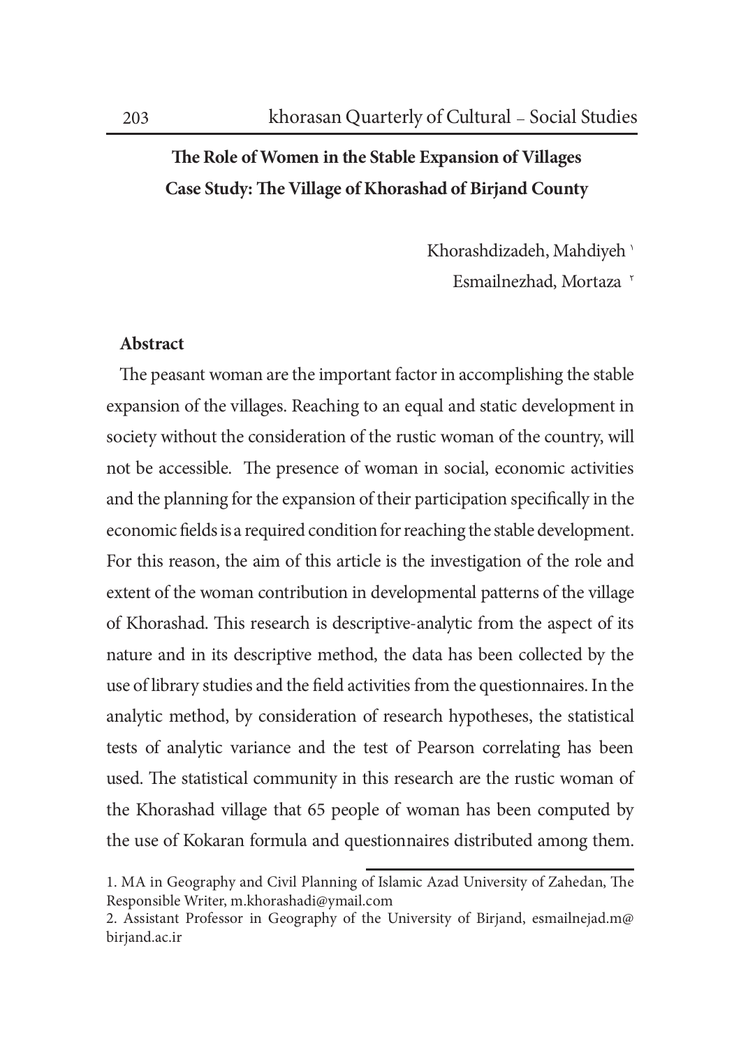# The Role of Women in the Stable Expansion of Villages
## Case Study: The Village of Khorashad of Birjand County

Khorashdizadeh, Mahdiyeh [1]

Esmailnezhad, Mortaza [2]

**Abstract**

The peasant woman are the important factor in accomplishing the stable expansion of the villages. Reaching to an equal and static development in society without the consideration of the rustic woman of the country, will not be accessible. The presence of woman in social, economic activities and the planning for the expansion of their participation specifically in the economic fields is a required condition for reaching the stable development. For this reason, the aim of this article is the investigation of the role and extent of the woman contribution in developmental patterns of the village of Khorashad. This research is descriptive-analytic from the aspect of its nature and in its descriptive method, the data has been collected by the use of library studies and the field activities from the questionnaires. In the analytic method, by consideration of research hypotheses, the statistical tests of analytic variance and the test of Pearson correlating has been used. The statistical community in this research are the rustic woman of the Khorashad village that 65 people of woman has been computed by the use of Kokaran formula and questionnaires distributed among them.

---

1. MA in Geography and Civil Planning of Islamic Azad University of Zahedan, The Responsible Writer, m.khorashadi@ymail.com

2. Assistant Professor in Geography of the University of Birjand, esmailnejad.m@birjand.ac.ir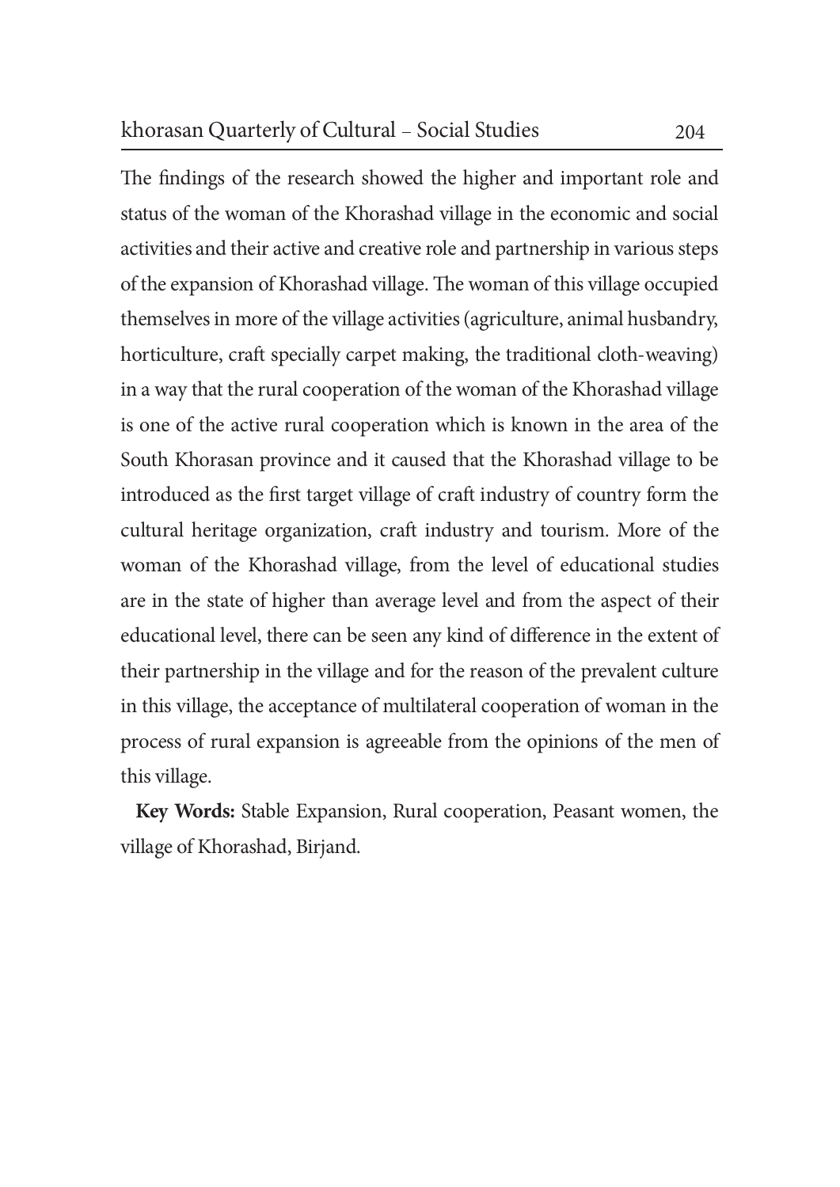The findings of the research showed the higher and important role and status of the woman of the Khorashad village in the economic and social activities and their active and creative role and partnership in various steps of the expansion of Khorashad village. The woman of this village occupied themselves in more of the village activities (agriculture, animal husbandry, horticulture, craft specially carpet making, the traditional cloth-weaving) in a way that the rural cooperation of the woman of the Khorashad village is one of the active rural cooperation which is known in the area of the South Khorasan province and it caused that the Khorashad village to be introduced as the first target village of craft industry of country form the cultural heritage organization, craft industry and tourism. More of the woman of the Khorashad village, from the level of educational studies are in the state of higher than average level and from the aspect of their educational level, there can be seen any kind of difference in the extent of their partnership in the village and for the reason of the prevalent culture in this village, the acceptance of multilateral cooperation of woman in the process of rural expansion is agreeable from the opinions of the men of this village.

**Key Words:** Stable Expansion, Rural cooperation, Peasant women, the village of Khorashad, Birjand.